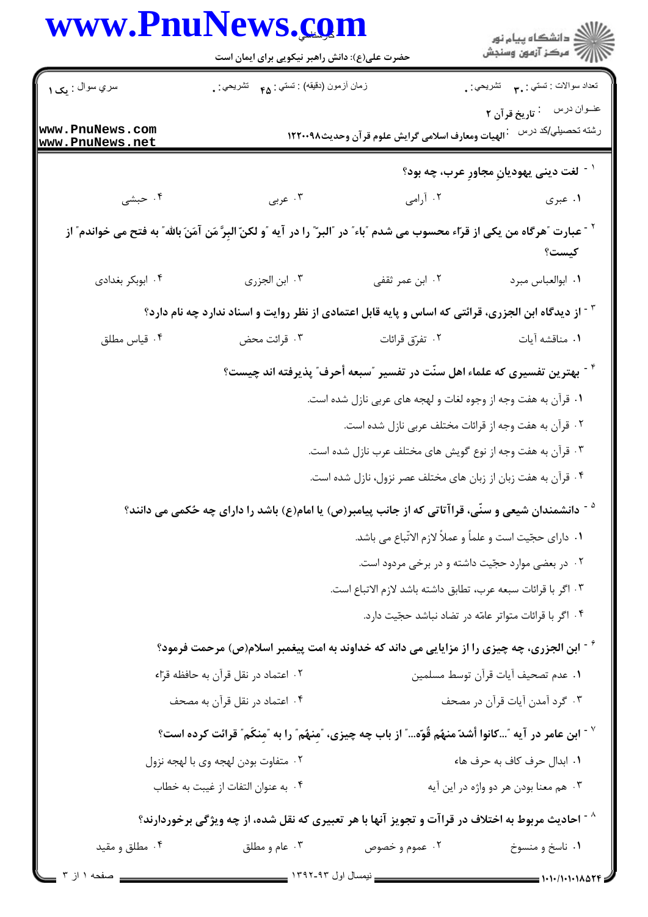حضرت علی(ع): دانش راهبر نیکویی برای ایمان است

| تعداد سوالات : تستی : ۳۰ تشریحی : ۰ | زمان آزمون (دقیقه) : تستی : ۴۵ تشریحی : ۰ | سري سوال : یک ۱ |
| --- | --- | --- |

عنوان درس : تاریخ قرآن ۲

رشته تحصیلی/کد درس : الهیات ومعارف اسلامی گرایش علوم قرآن وحدیث۱۲۲۰۰۹۸

۱ - لغت دینی یهودیانِ مجاورِ عرب، چه بود؟

۱. عبری
۲. آرامی
۳. عربی
۴. حبشی

۲ - عبارت "هرگاه من یکی از قرّاء محسوب می شدم "باء" در "البرّ" را در آیه "و لکنّ البِرَّ مَن آمَنَ بالله" به فتح می خواندم" از کیست؟

۱. ابوالعباس مبرد
۲. ابن عمر ثقفی
۳. ابن الجزری
۴. ابوبکر بغدادی

۳ - از دیدگاه ابن الجزری، قرائتی که اساس و پایه قابل اعتمادی از نظر روایت و اسناد ندارد چه نام دارد؟

۱. مناقشه آیات
۲. تفرّق قرائات
۳. قرائت محض
۴. قیاس مطلق

۴ - بهترین تفسیری که علماء اهل سنّت در تفسیر "سبعه أحرف" پذیرفته اند چیست؟

۱. قرآن به هفت وجه از وجوه لغات و لهجه های عربی نازل شده است.
۲. قرآن به هفت وجه از قرائات مختلف عربی نازل شده است.
۳. قرآن به هفت وجه از نوع گویش های مختلف عرب نازل شده است.
۴. قرآن به هفت زبان از زبان های مختلف عصر نزول، نازل شده است.

۵ - دانشمندان شیعی و سنّی، قراآتی که از جانب پیامبر(ص) یا امام(ع) باشد را دارای چه حُکمی می دانند؟

۱. دارای حجّیت است و علماً و عملاً لازم الاتّباع می باشد.
۲. در بعضی موارد حجّیت داشته و در برخی مردود است.
۳. اگر با قرائات سبعه عرب، تطابق داشته باشد لازم الاتباع است.
۴. اگر با قرائات متواتر عامّه در تضاد نباشد حجّیت دارد.

۶ - ابن الجزری، چه چیزی را از مزایایی می داند که خداوند به امت پیغمبر اسلام(ص) مرحمت فرمود؟

۱. عدم تصحیف آیات قرآن توسط مسلمین
۲. اعتماد در نقل قرآن به حافظه قرّاء
۳. گرد آمدن آیات قرآن در مصحف
۴. اعتماد در نقل قرآن به مصحف

۷ - ابن عامر در آیه "...کانوا أشدّ منهُم قُوّه..." از باب چه چیزی، "مِنهُم" را به "مِنکَم" قرائت کرده است؟

۱. ابدال حرف کاف به حرف هاء
۲. متفاوت بودن لهجه وی با لهجه نزول
۳. هم معنا بودن هر دو واژه در این آیه
۴. به عنوان التفات از غیبت به خطاب

۸ - احادیث مربوط به اختلاف در قراآت و تجویز آنها با هر تعبیری که نقل شده، از چه ویژگی برخوردارند؟

۱. ناسخ و منسوخ
۲. عموم و خصوص
۳. عام و مطلق
۴. مطلق و مقید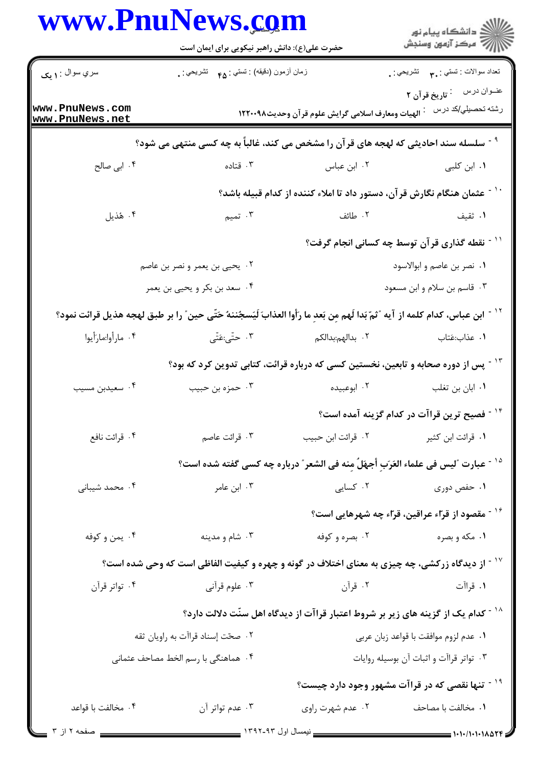۹ - سلسله سند احادیثی که لهجه های قرآن را مشخص می کند، غالباً به چه کسی منتهی می شود؟

۱. ابن کلبی
۲. ابن عباس
۳. قتاده
۴. ابی صالح

۱۰ - عثمان هنگام نگارش قرآن، دستور داد تا املاء کننده از کدام قبیله باشد؟

۱. ثقیف
۲. طائف
۳. تمیم
۴. هُذیل

۱۱ - نقطه گذاری قرآن توسط چه کسانی انجام گرفت؟

۱. نصر بن عاصم و ابوالاسود
۲. یحیی بن یعمر و نصر بن عاصم
۳. قاسم بن سلام و ابن مسعود
۴. سعد بن بکر و یحیی بن یعمر

۱۲ - ابن عباس، کدام کلمه از آیه "ثمّ بَدا لَهم مِن بَعدِ ما رَأوا العذابَ لَیَسجُننهُ حَتّی حین" را بر طبق لهجه هذیل قرائت نمود؟

۱. عذاب:عَتاب
۲. بدالهم:بدالکم
۳. حتّی:عَتّی
۴. مارأوا:مارأیوا

۱۳ - پس از دوره صحابه و تابعین، نخستین کسی که درباره قرائت، کتابی تدوین کرد که بود؟

۱. ابان بن تغلب
۲. ابوعبیده
۳. حمزه بن حبیب
۴. سعیدبن مسیب

۱۴ - فصیح ترین قراآت در کدام گزینه آمده است؟

۱. قرائت ابن کثیر
۲. قرائت ابن حبیب
۳. قرائت عاصم
۴. قرائت نافع

۱۵ - عبارت "لیس فی علماء العَرَبِ أجهَلُ مِنه فی الشعر" درباره چه کسی گفته شده است؟

۱. حفص دوری
۲. کسایی
۳. ابن عامر
۴. محمد شیبانی

۱۶ - مقصود از قرّاء عراقین، قرّاء چه شهرهایی است؟

۱. مکه و بصره
۲. بصره و کوفه
۳. شام و مدینه
۴. یمن و کوفه

۱۷ - از دیدگاه زرکشی، چه چیزی به معنای اختلاف در گونه و چهره و کیفیت الفاظی است که وحی شده است؟

۱. قراآت
۲. قرآن
۳. علوم قرآنی
۴. تواتر قرآن

۱۸ - کدام یک از گزینه های زیر بر شروط اعتبار قراآت از دیدگاه اهل سنّت دلالت دارد؟

۱. عدم لزوم موافقت با قواعد زبان عربی
۲. صحت إسناد قراآت به راویان ثقه
۳. تواتر قراآت و اثبات آن بوسیله روایات
۴. هماهنگی با رسم الخط مصاحف عثمانی

۱۹ - تنها نقصی که در قراآت مشهور وجود دارد چیست؟

۱. مخالفت با مصاحف
۲. عدم شهرت راوی
۳. عدم تواتر آن
۴. مخالفت با قواعد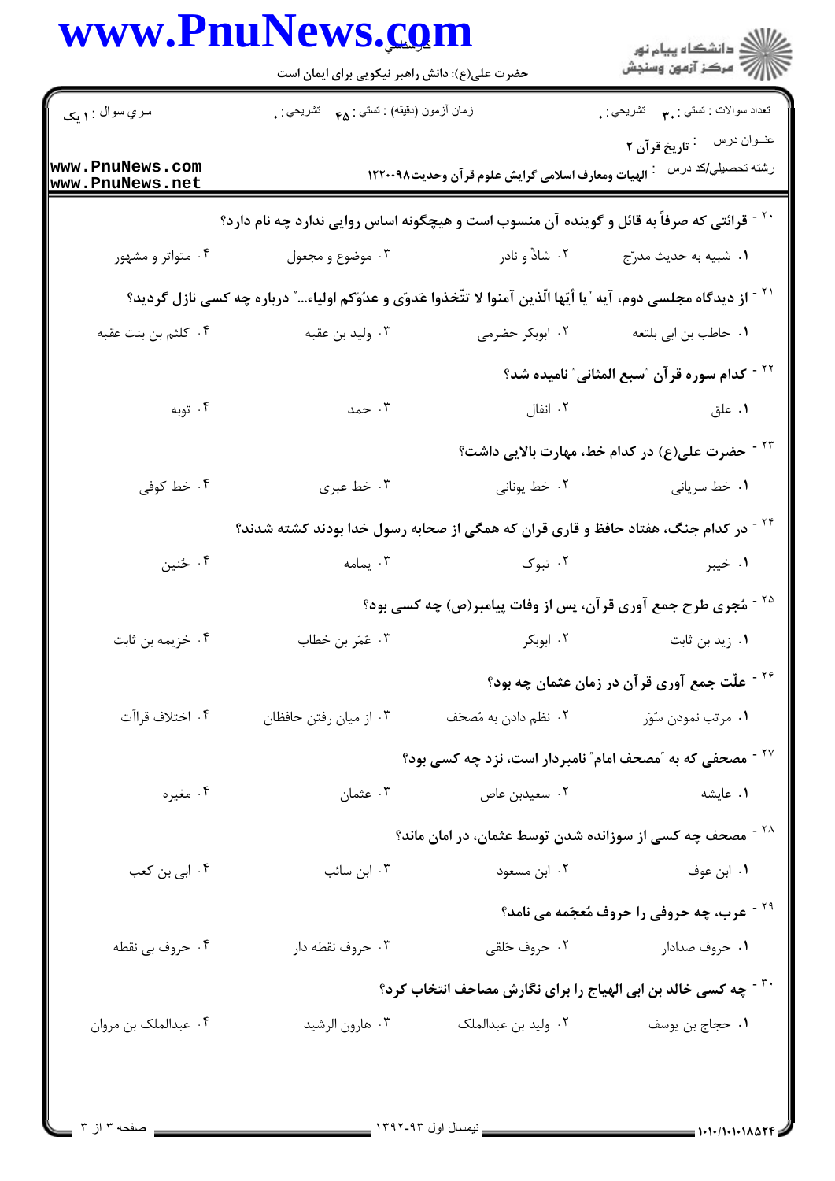۲۰ - قرائتی که صرفاً به قائل و گوینده آن منسوب است و هیچگونه اساس روایی ندارد چه نام دارد؟

۱. شبیه به حدیث مدرّج
۲. شاذّ و نادر
۳. موضوع و مجعول
۴. متواتر و مشهور

۲۱ - از دیدگاه مجلسی دوم، آیه "یا أیّها الّذین آمنوا لا تتّخذوا عَدوّی و عدُوّکم اولیاء..." درباره چه کسی نازل گردید؟

۱. حاطب بن ابی بلتعه
۲. ابوبکر حضرمی
۳. ولید بن عقبه
۴. کلثم بن بنت عقبه

۲۲ - کدام سوره قرآن "سبع المثانی" نامیده شد؟

۱. علق
۲. انفال
۳. حمد
۴. توبه

۲۳ - حضرت علی(ع) در کدام خط، مهارت بالایی داشت؟

۱. خط سریانی
۲. خط یونانی
۳. خط عبری
۴. خط کوفی

۲۴ - در کدام جنگ، هفتاد حافظ و قاری قران که همگی از صحابه رسول خدا بودند کشته شدند؟

۱. خیبر
۲. تبوک
۳. یمامه
۴. حُنین

۲۵ - مُجری طرح جمع آوری قرآن، پس از وفات پیامبر(ص) چه کسی بود؟

۱. زید بن ثابت
۲. ابوبکر
۳. عُمَر بن خطاب
۴. خزیمه بن ثابت

۲۶ - علّت جمع آوری قرآن در زمان عثمان چه بود؟

۱. مرتب نمودن سُوَر
۲. نظم دادن به مُصحَف
۳. از میان رفتن حافظان
۴. اختلاف قراآت

۲۷ - مصحفی که به "مصحف امام" نامبردار است، نزد چه کسی بود؟

۱. عایشه
۲. سعیدبن عاص
۳. عثمان
۴. مغیره

۲۸ - مصحف چه کسی از سوزانده شدن توسط عثمان، در امان ماند؟

۱. ابن عوف
۲. ابن مسعود
۳. ابن سائب
۴. ابی بن کعب

۲۹ - عرب، چه حروفی را حروف مُعجَمه می نامد؟

۱. حروف صدادار
۲. حروف حَلقی
۳. حروف نقطه دار
۴. حروف بی نقطه

۳۰ - چه کسی خالد بن ابی الهیاج را برای نگارش مصاحف انتخاب کرد؟

۱. حجاج بن یوسف
۲. ولید بن عبدالملک
۳. هارون الرشید
۴. عبدالملک بن مروان